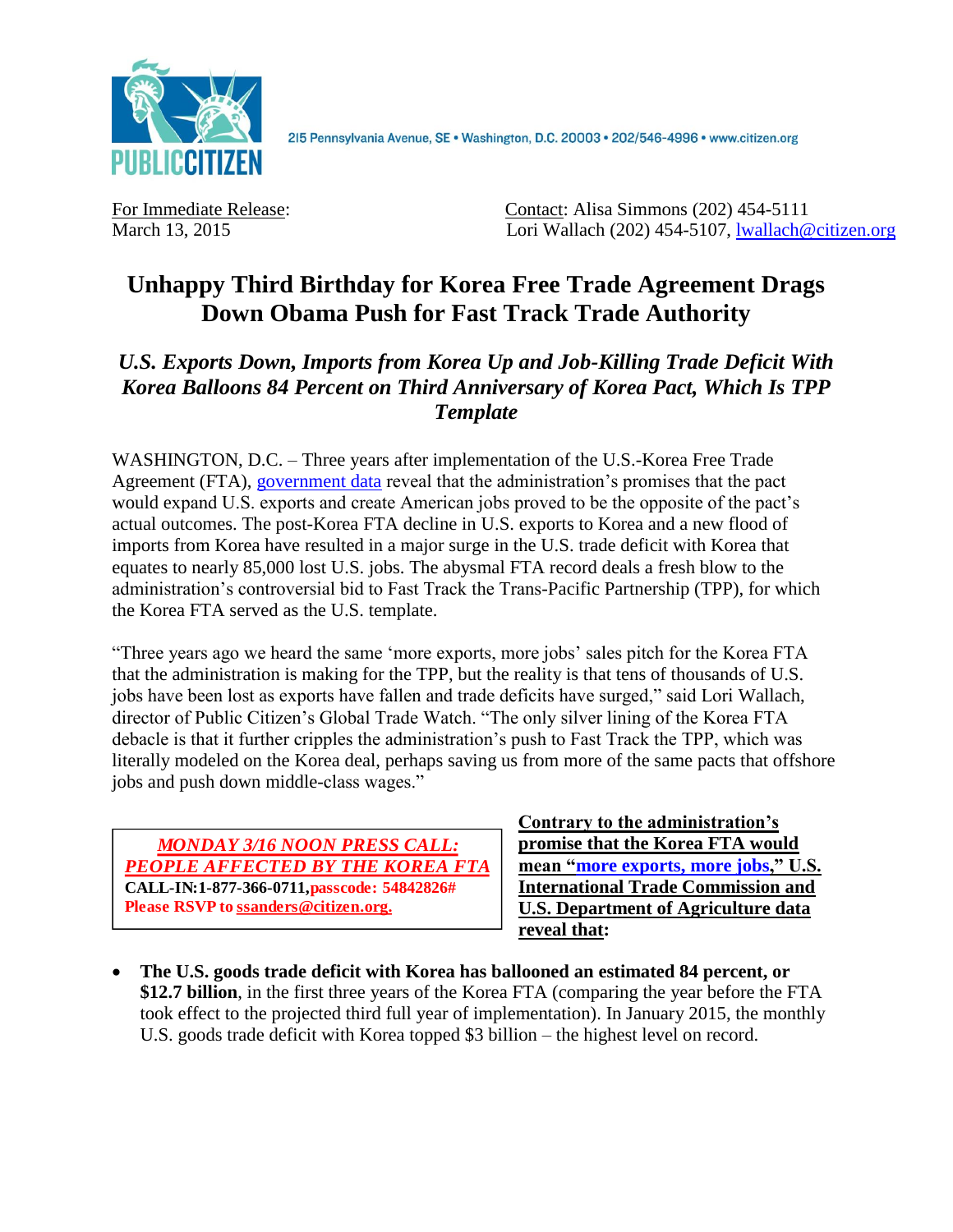PUBLIC CITIZEN

215 Pennsylvania Avenue, SE • Washington, D.C. 20003 • 202/546-4996 • www.citizen.org

For Immediate Release:
March 13, 2015

Contact: Alisa Simmons (202) 454-5111
Lori Wallach (202) 454-5107, lwallach@citizen.org

# Unhappy Third Birthday for Korea Free Trade Agreement Drags Down Obama Push for Fast Track Trade Authority

### *U.S. Exports Down, Imports from Korea Up and Job-Killing Trade Deficit With Korea Balloons 84 Percent on Third Anniversary of Korea Pact, Which Is TPP Template*

WASHINGTON, D.C. – Three years after implementation of the U.S.-Korea Free Trade Agreement (FTA), government data reveal that the administration's promises that the pact would expand U.S. exports and create American jobs proved to be the opposite of the pact's actual outcomes. The post-Korea FTA decline in U.S. exports to Korea and a new flood of imports from Korea have resulted in a major surge in the U.S. trade deficit with Korea that equates to nearly 85,000 lost U.S. jobs. The abysmal FTA record deals a fresh blow to the administration's controversial bid to Fast Track the Trans-Pacific Partnership (TPP), for which the Korea FTA served as the U.S. template.

"Three years ago we heard the same 'more exports, more jobs' sales pitch for the Korea FTA that the administration is making for the TPP, but the reality is that tens of thousands of U.S. jobs have been lost as exports have fallen and trade deficits have surged," said Lori Wallach, director of Public Citizen's Global Trade Watch. "The only silver lining of the Korea FTA debacle is that it further cripples the administration's push to Fast Track the TPP, which was literally modeled on the Korea deal, perhaps saving us from more of the same pacts that offshore jobs and push down middle-class wages."

***MONDAY 3/16 NOON PRESS CALL: PEOPLE AFFECTED BY THE KOREA FTA***
**CALL-IN:1-877-366-0711, passcode: 54842826#**
**Please RSVP to ssanders@citizen.org.**

**Contrary to the administration's promise that the Korea FTA would mean "more exports, more jobs," U.S. International Trade Commission and U.S. Department of Agriculture data reveal that:**

- **The U.S. goods trade deficit with Korea has ballooned an estimated 84 percent, or $12.7 billion**, in the first three years of the Korea FTA (comparing the year before the FTA took effect to the projected third full year of implementation). In January 2015, the monthly U.S. goods trade deficit with Korea topped $3 billion – the highest level on record.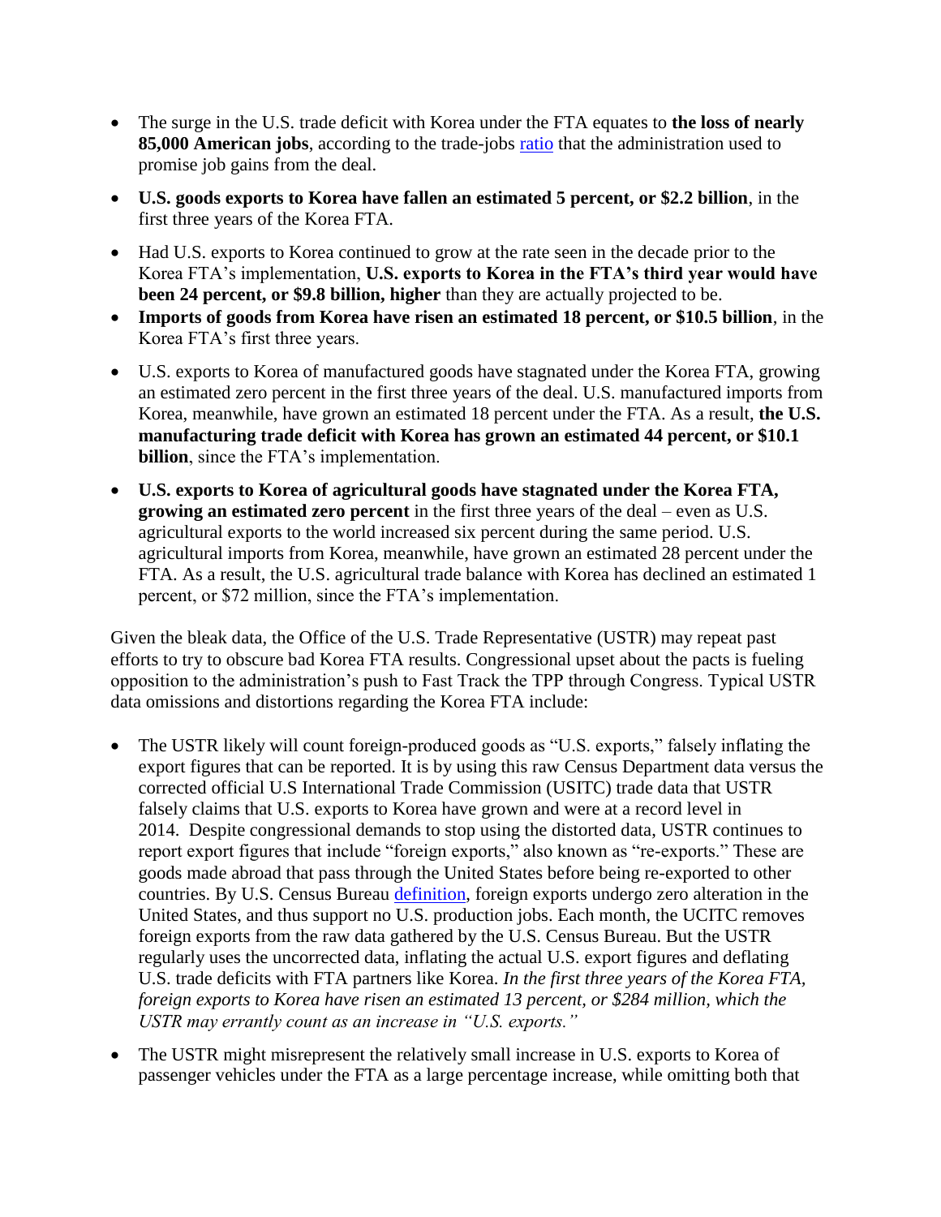- The surge in the U.S. trade deficit with Korea under the FTA equates to **the loss of nearly 85,000 American jobs**, according to the trade-jobs ratio that the administration used to promise job gains from the deal.
- **U.S. goods exports to Korea have fallen an estimated 5 percent, or $2.2 billion**, in the first three years of the Korea FTA.
- Had U.S. exports to Korea continued to grow at the rate seen in the decade prior to the Korea FTA's implementation, **U.S. exports to Korea in the FTA's third year would have been 24 percent, or $9.8 billion, higher** than they are actually projected to be.
- **Imports of goods from Korea have risen an estimated 18 percent, or $10.5 billion**, in the Korea FTA's first three years.
- U.S. exports to Korea of manufactured goods have stagnated under the Korea FTA, growing an estimated zero percent in the first three years of the deal. U.S. manufactured imports from Korea, meanwhile, have grown an estimated 18 percent under the FTA. As a result, **the U.S. manufacturing trade deficit with Korea has grown an estimated 44 percent, or $10.1 billion**, since the FTA's implementation.
- **U.S. exports to Korea of agricultural goods have stagnated under the Korea FTA, growing an estimated zero percent** in the first three years of the deal – even as U.S. agricultural exports to the world increased six percent during the same period. U.S. agricultural imports from Korea, meanwhile, have grown an estimated 28 percent under the FTA. As a result, the U.S. agricultural trade balance with Korea has declined an estimated 1 percent, or $72 million, since the FTA's implementation.

Given the bleak data, the Office of the U.S. Trade Representative (USTR) may repeat past efforts to try to obscure bad Korea FTA results. Congressional upset about the pacts is fueling opposition to the administration's push to Fast Track the TPP through Congress. Typical USTR data omissions and distortions regarding the Korea FTA include:

- The USTR likely will count foreign-produced goods as "U.S. exports," falsely inflating the export figures that can be reported. It is by using this raw Census Department data versus the corrected official U.S International Trade Commission (USITC) trade data that USTR falsely claims that U.S. exports to Korea have grown and were at a record level in 2014. Despite congressional demands to stop using the distorted data, USTR continues to report export figures that include "foreign exports," also known as "re-exports." These are goods made abroad that pass through the United States before being re-exported to other countries. By U.S. Census Bureau definition, foreign exports undergo zero alteration in the United States, and thus support no U.S. production jobs. Each month, the UCITC removes foreign exports from the raw data gathered by the U.S. Census Bureau. But the USTR regularly uses the uncorrected data, inflating the actual U.S. export figures and deflating U.S. trade deficits with FTA partners like Korea. *In the first three years of the Korea FTA, foreign exports to Korea have risen an estimated 13 percent, or $284 million, which the USTR may errantly count as an increase in "U.S. exports."*
- The USTR might misrepresent the relatively small increase in U.S. exports to Korea of passenger vehicles under the FTA as a large percentage increase, while omitting both that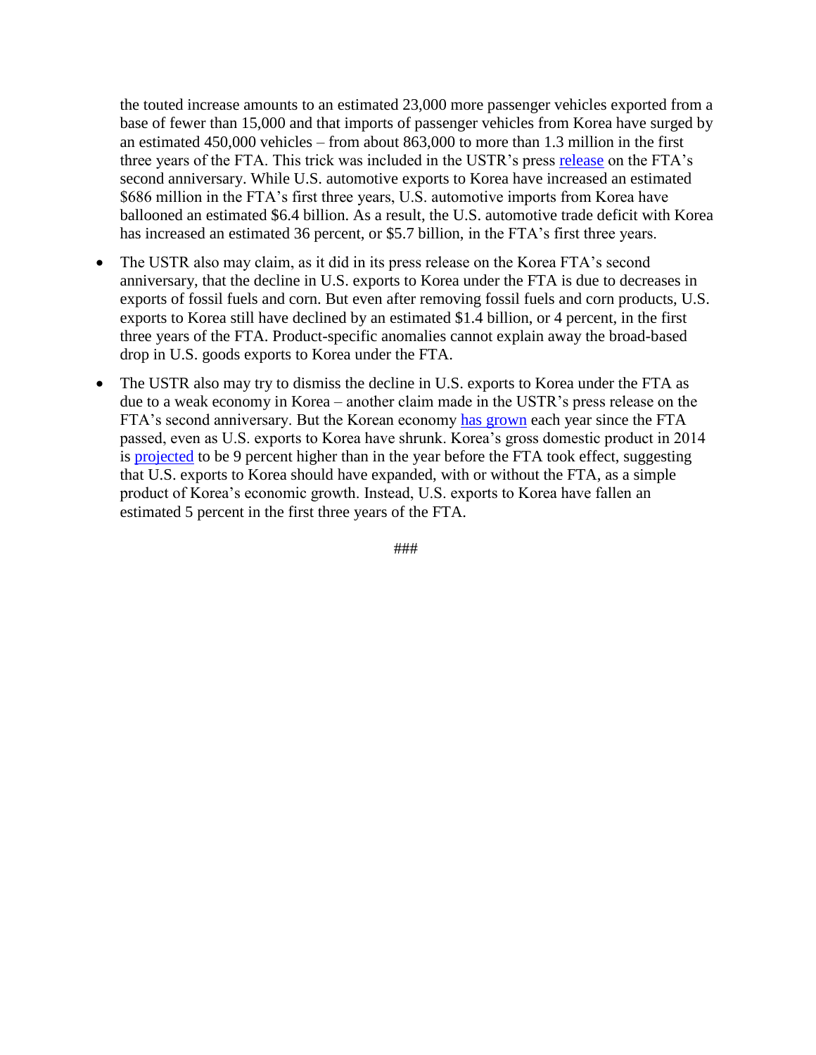the touted increase amounts to an estimated 23,000 more passenger vehicles exported from a base of fewer than 15,000 and that imports of passenger vehicles from Korea have surged by an estimated 450,000 vehicles – from about 863,000 to more than 1.3 million in the first three years of the FTA. This trick was included in the USTR's press release on the FTA's second anniversary. While U.S. automotive exports to Korea have increased an estimated $686 million in the FTA's first three years, U.S. automotive imports from Korea have ballooned an estimated $6.4 billion. As a result, the U.S. automotive trade deficit with Korea has increased an estimated 36 percent, or $5.7 billion, in the FTA's first three years.

- The USTR also may claim, as it did in its press release on the Korea FTA's second anniversary, that the decline in U.S. exports to Korea under the FTA is due to decreases in exports of fossil fuels and corn. But even after removing fossil fuels and corn products, U.S. exports to Korea still have declined by an estimated $1.4 billion, or 4 percent, in the first three years of the FTA. Product-specific anomalies cannot explain away the broad-based drop in U.S. goods exports to Korea under the FTA.

- The USTR also may try to dismiss the decline in U.S. exports to Korea under the FTA as due to a weak economy in Korea – another claim made in the USTR's press release on the FTA's second anniversary. But the Korean economy has grown each year since the FTA passed, even as U.S. exports to Korea have shrunk. Korea's gross domestic product in 2014 is projected to be 9 percent higher than in the year before the FTA took effect, suggesting that U.S. exports to Korea should have expanded, with or without the FTA, as a simple product of Korea's economic growth. Instead, U.S. exports to Korea have fallen an estimated 5 percent in the first three years of the FTA.

###